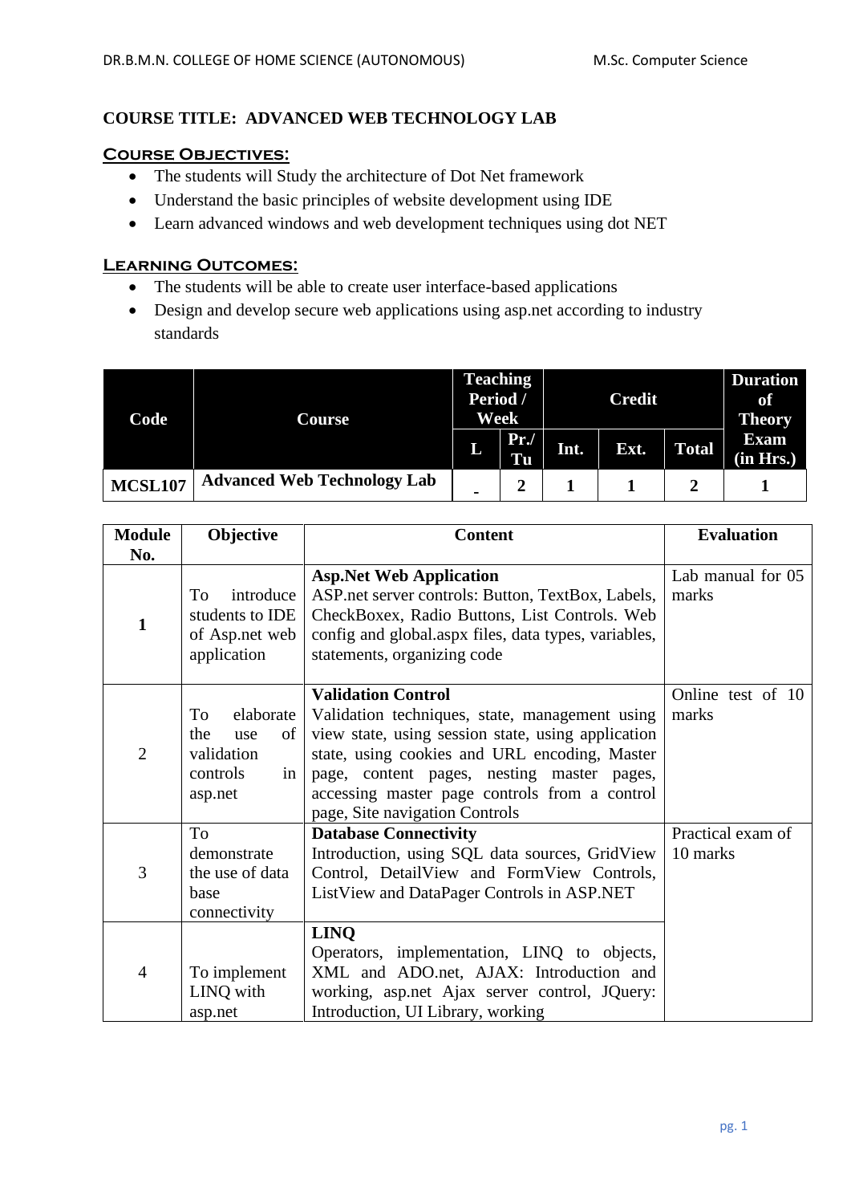**COURSE TITLE: ADVANCED WEB TECHNOLOGY LAB**

## Course Objectives:

- The students will Study the architecture of Dot Net framework
- Understand the basic principles of website development using IDE
- Learn advanced windows and web development techniques using dot NET

## Learning Outcomes:

- The students will be able to create user interface-based applications
- Design and develop secure web applications using asp.net according to industry standards

| Code | Course | Teaching Period / Week | | Credit | | | Duration of Theory Exam (in Hrs.) |
|---|---|---|---|---|---|---|---|
| | | L | Pr./ Tu | Int. | Ext. | Total | |
| MCSL107 | Advanced Web Technology Lab | - | 2 | 1 | 1 | 2 | 1 |

| Module No. | Objective | Content | Evaluation |
|---|---|---|---|
| 1 | To introduce students to IDE of Asp.net web application | **Asp.Net Web Application** ASP.net server controls: Button, TextBox, Labels, CheckBoxex, Radio Buttons, List Controls. Web config and global.aspx files, data types, variables, statements, organizing code | Lab manual for 05 marks |
| 2 | To elaborate the use of validation controls in asp.net | **Validation Control** Validation techniques, state, management using view state, using session state, using application state, using cookies and URL encoding, Master page, content pages, nesting master pages, accessing master page controls from a control page, Site navigation Controls | Online test of 10 marks |
| 3 | To demonstrate the use of data base connectivity | **Database Connectivity** Introduction, using SQL data sources, GridView Control, DetailView and FormView Controls, ListView and DataPager Controls in ASP.NET | Practical exam of 10 marks |
| 4 | To implement LINQ with asp.net | **LINQ** Operators, implementation, LINQ to objects, XML and ADO.net, AJAX: Introduction and working, asp.net Ajax server control, JQuery: Introduction, UI Library, working | |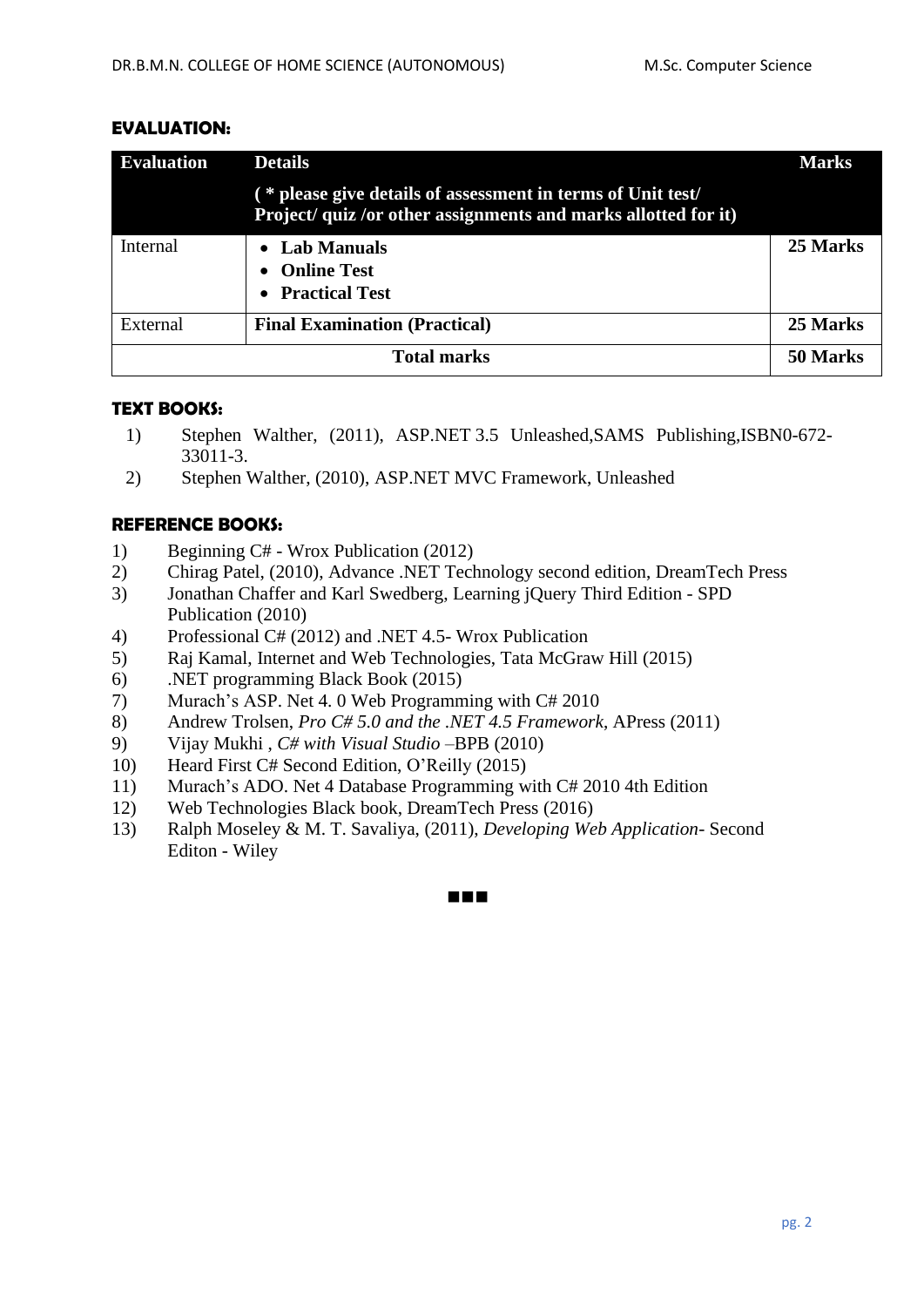### EVALUATION:

| Evaluation | Details<br>**( * please give details of assessment in terms of Unit test/ Project/ quiz /or other assignments and marks allotted for it)** | Marks |
|---|---|---|
| Internal | • **Lab Manuals**<br>• **Online Test**<br>• **Practical Test** | **25 Marks** |
| External | **Final Examination (Practical)** | **25 Marks** |
| **Total marks** | | **50 Marks** |

### TEXT BOOKS:

1) Stephen Walther, (2011), ASP.NET 3.5 Unleashed,SAMS Publishing,ISBN0-672-33011-3.
2) Stephen Walther, (2010), ASP.NET MVC Framework, Unleashed

### REFERENCE BOOKS:

1) Beginning C# - Wrox Publication (2012)
2) Chirag Patel, (2010), Advance .NET Technology second edition, DreamTech Press
3) Jonathan Chaffer and Karl Swedberg, Learning jQuery Third Edition - SPD Publication (2010)
4) Professional C# (2012) and .NET 4.5- Wrox Publication
5) Raj Kamal, Internet and Web Technologies, Tata McGraw Hill (2015)
6) .NET programming Black Book (2015)
7) Murach's ASP. Net 4. 0 Web Programming with C# 2010
8) Andrew Trolsen, *Pro C# 5.0 and the .NET 4.5 Framework*, APress (2011)
9) Vijay Mukhi , *C# with Visual Studio* –BPB (2010)
10) Heard First C# Second Edition, O'Reilly (2015)
11) Murach's ADO. Net 4 Database Programming with C# 2010 4th Edition
12) Web Technologies Black book, DreamTech Press (2016)
13) Ralph Moseley & M. T. Savaliya, (2011), *Developing Web Application*- Second Editon - Wiley

■■■